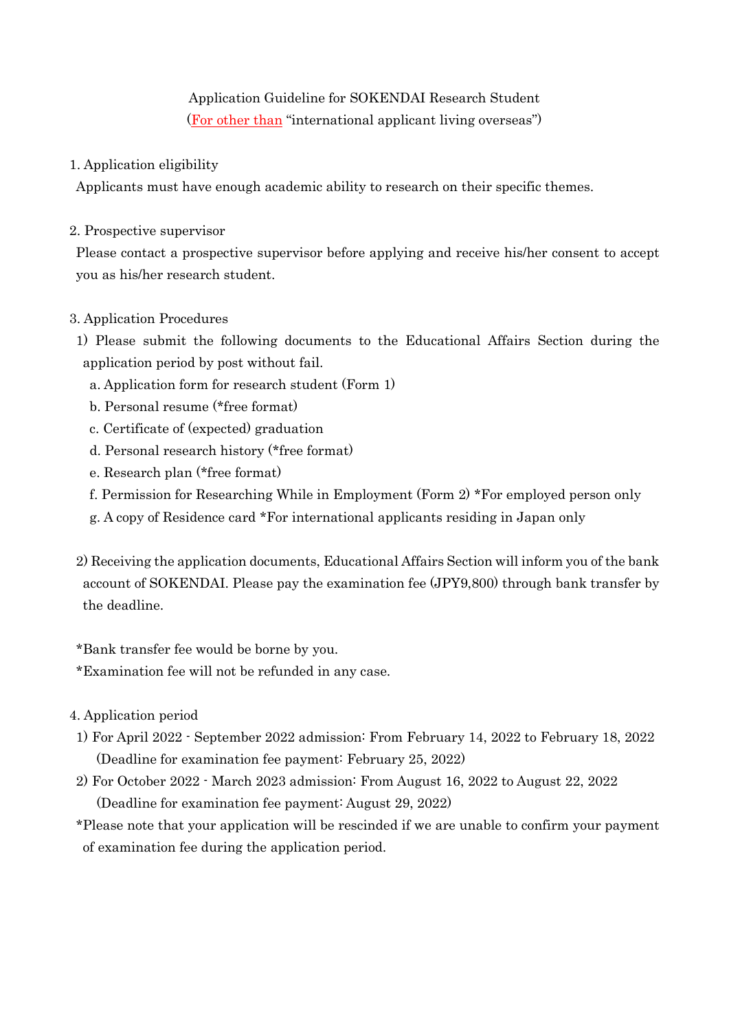# Application Guideline for SOKENDAI Research Student
(For other than "international applicant living overseas")

1. Application eligibility

Applicants must have enough academic ability to research on their specific themes.

2. Prospective supervisor

Please contact a prospective supervisor before applying and receive his/her consent to accept you as his/her research student.

3. Application Procedures

1) Please submit the following documents to the Educational Affairs Section during the application period by post without fail.

   a. Application form for research student (Form 1)
   b. Personal resume (*free format)
   c. Certificate of (expected) graduation
   d. Personal research history (*free format)
   e. Research plan (*free format)
   f. Permission for Researching While in Employment (Form 2) *For employed person only
   g. A copy of Residence card *For international applicants residing in Japan only

2) Receiving the application documents, Educational Affairs Section will inform you of the bank account of SOKENDAI. Please pay the examination fee (JPY9,800) through bank transfer by the deadline.

*Bank transfer fee would be borne by you.
*Examination fee will not be refunded in any case.

4. Application period

1) For April 2022 - September 2022 admission: From February 14, 2022 to February 18, 2022
   (Deadline for examination fee payment: February 25, 2022)
2) For October 2022 - March 2023 admission: From August 16, 2022 to August 22, 2022
   (Deadline for examination fee payment: August 29, 2022)

*Please note that your application will be rescinded if we are unable to confirm your payment of examination fee during the application period.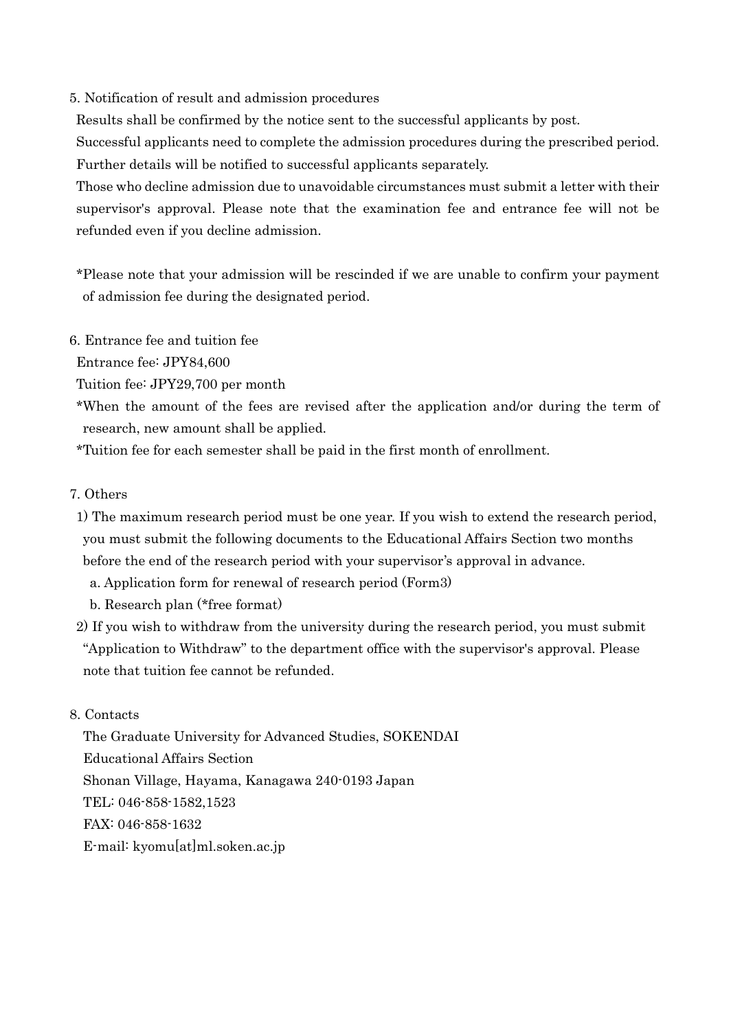5. Notification of result and admission procedures

Results shall be confirmed by the notice sent to the successful applicants by post.

Successful applicants need to complete the admission procedures during the prescribed period. Further details will be notified to successful applicants separately.

Those who decline admission due to unavoidable circumstances must submit a letter with their supervisor's approval. Please note that the examination fee and entrance fee will not be refunded even if you decline admission.

*Please note that your admission will be rescinded if we are unable to confirm your payment of admission fee during the designated period.

6. Entrance fee and tuition fee

Entrance fee: JPY84,600

Tuition fee: JPY29,700 per month

*When the amount of the fees are revised after the application and/or during the term of research, new amount shall be applied.

*Tuition fee for each semester shall be paid in the first month of enrollment.

7. Others

1) The maximum research period must be one year. If you wish to extend the research period, you must submit the following documents to the Educational Affairs Section two months before the end of the research period with your supervisor's approval in advance.

a. Application form for renewal of research period (Form3)

b. Research plan (*free format)

2) If you wish to withdraw from the university during the research period, you must submit "Application to Withdraw" to the department office with the supervisor's approval. Please note that tuition fee cannot be refunded.

8. Contacts

The Graduate University for Advanced Studies, SOKENDAI
Educational Affairs Section
Shonan Village, Hayama, Kanagawa 240-0193 Japan
TEL: 046-858-1582,1523
FAX: 046-858-1632
E-mail: kyomu[at]ml.soken.ac.jp